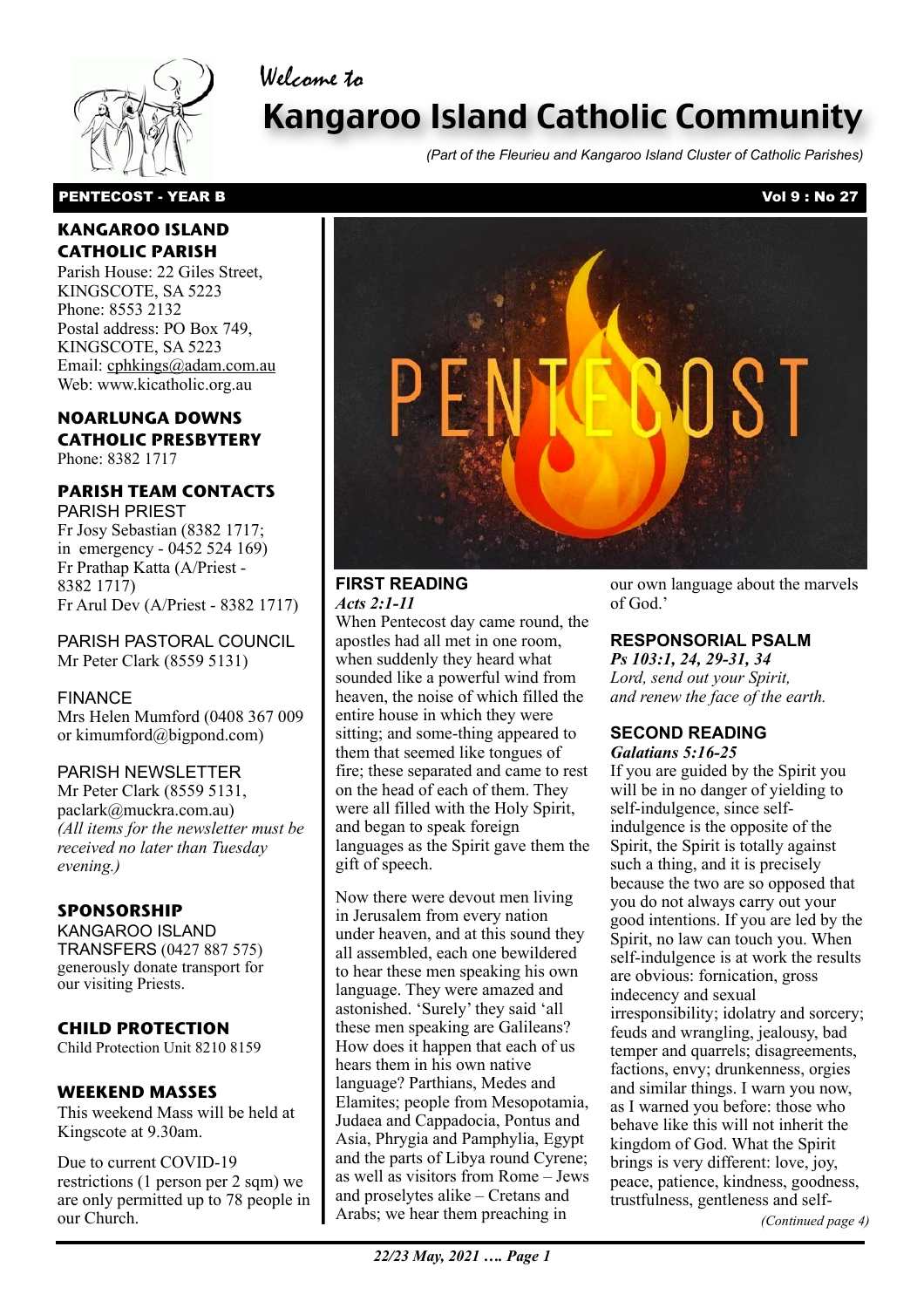Welcome to

# Kangaroo Island Catholic Community

*(Part of the Fleurieu and Kangaroo Island Cluster of Catholic Parishes)*

**PENTECOST - YEAR B** **Vol 9 : No 27**

### KANGAROO ISLAND CATHOLIC PARISH

Parish House: 22 Giles Street, KINGSCOTE, SA 5223
Phone: 8553 2132
Postal address: PO Box 749, KINGSCOTE, SA 5223
Email: cphkings@adam.com.au
Web: www.kicatholic.org.au

### NOARLUNGA DOWNS CATHOLIC PRESBYTERY

Phone: 8382 1717

### PARISH TEAM CONTACTS

PARISH PRIEST
Fr Josy Sebastian (8382 1717; in emergency - 0452 524 169)
Fr Prathap Katta (A/Priest - 8382 1717)
Fr Arul Dev (A/Priest - 8382 1717)

PARISH PASTORAL COUNCIL
Mr Peter Clark (8559 5131)

FINANCE
Mrs Helen Mumford (0408 367 009 or kimumford@bigpond.com)

PARISH NEWSLETTER
Mr Peter Clark (8559 5131, paclark@muckra.com.au)
*(All items for the newsletter must be received no later than Tuesday evening.)*

### SPONSORSHIP

KANGAROO ISLAND TRANSFERS (0427 887 575) generously donate transport for our visiting Priests.

### CHILD PROTECTION

Child Protection Unit 8210 8159

### WEEKEND MASSES

This weekend Mass will be held at Kingscote at 9.30am.

Due to current COVID-19 restrictions (1 person per 2 sqm) we are only permitted up to 78 people in our Church.

PENTECOST

### FIRST READING

***Acts 2:1-11***

When Pentecost day came round, the apostles had all met in one room, when suddenly they heard what sounded like a powerful wind from heaven, the noise of which filled the entire house in which they were sitting; and some-thing appeared to them that seemed like tongues of fire; these separated and came to rest on the head of each of them. They were all filled with the Holy Spirit, and began to speak foreign languages as the Spirit gave them the gift of speech.

Now there were devout men living in Jerusalem from every nation under heaven, and at this sound they all assembled, each one bewildered to hear these men speaking his own language. They were amazed and astonished. 'Surely' they said 'all these men speaking are Galileans? How does it happen that each of us hears them in his own native language? Parthians, Medes and Elamites; people from Mesopotamia, Judaea and Cappadocia, Pontus and Asia, Phrygia and Pamphylia, Egypt and the parts of Libya round Cyrene; as well as visitors from Rome – Jews and proselytes alike – Cretans and Arabs; we hear them preaching in our own language about the marvels of God.'

### RESPONSORIAL PSALM

***Ps 103:1, 24, 29-31, 34***

*Lord, send out your Spirit, and renew the face of the earth.*

### SECOND READING

***Galatians 5:16-25***

If you are guided by the Spirit you will be in no danger of yielding to self-indulgence, since self-indulgence is the opposite of the Spirit, the Spirit is totally against such a thing, and it is precisely because the two are so opposed that you do not always carry out your good intentions. If you are led by the Spirit, no law can touch you. When self-indulgence is at work the results are obvious: fornication, gross indecency and sexual irresponsibility; idolatry and sorcery; feuds and wrangling, jealousy, bad temper and quarrels; disagreements, factions, envy; drunkenness, orgies and similar things. I warn you now, as I warned you before: those who behave like this will not inherit the kingdom of God. What the Spirit brings is very different: love, joy, peace, patience, kindness, goodness, trustfulness, gentleness and self-

*(Continued page 4)*

*22/23 May, 2021*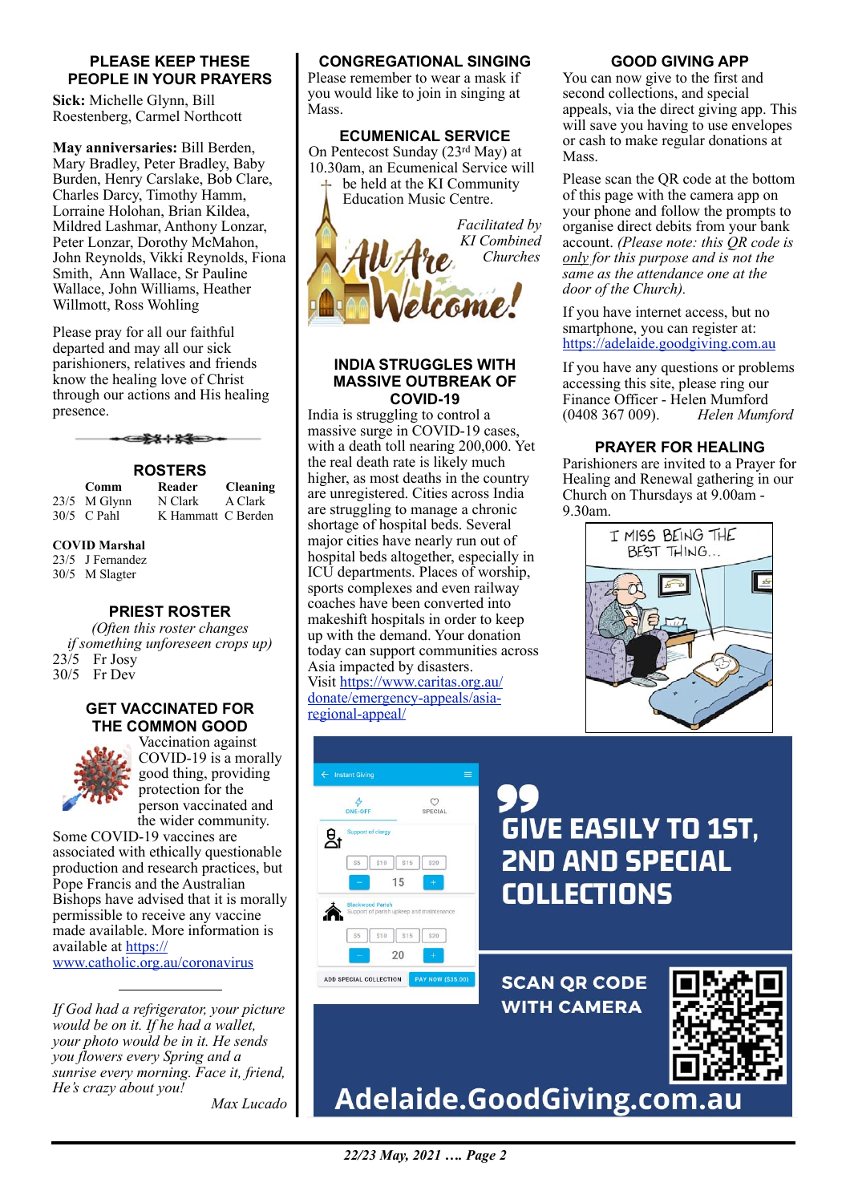## PLEASE KEEP THESE PEOPLE IN YOUR PRAYERS

**Sick:** Michelle Glynn, Bill Roestenberg, Carmel Northcott

**May anniversaries:** Bill Berden, Mary Bradley, Peter Bradley, Baby Burden, Henry Carslake, Bob Clare, Charles Darcy, Timothy Hamm, Lorraine Holohan, Brian Kildea, Mildred Lashmar, Anthony Lonzar, Peter Lonzar, Dorothy McMahon, John Reynolds, Vikki Reynolds, Fiona Smith, Ann Wallace, Sr Pauline Wallace, John Williams, Heather Willmott, Ross Wohling

Please pray for all our faithful departed and may all our sick parishioners, relatives and friends know the healing love of Christ through our actions and His healing presence.

## ROSTERS

| | Comm | Reader | Cleaning |
|---|---|---|---|
| 23/5 | M Glynn | N Clark | A Clark |
| 30/5 | C Pahl | K Hammatt | C Berden |

**COVID Marshal**
23/5 J Fernandez
30/5 M Slagter

## PRIEST ROSTER

*(Often this roster changes if something unforeseen crops up)*

23/5 Fr Josy
30/5 Fr Dev

## GET VACCINATED FOR THE COMMON GOOD

Vaccination against COVID-19 is a morally good thing, providing protection for the person vaccinated and the wider community. Some COVID-19 vaccines are associated with ethically questionable production and research practices, but Pope Francis and the Australian Bishops have advised that it is morally permissible to receive any vaccine made available. More information is available at https://www.catholic.org.au/coronavirus

*If God had a refrigerator, your picture would be on it. If he had a wallet, your photo would be in it. He sends you flowers every Spring and a sunrise every morning. Face it, friend, He's crazy about you!*

*Max Lucado*

## CONGREGATIONAL SINGING

Please remember to wear a mask if you would like to join in singing at Mass.

## ECUMENICAL SERVICE

On Pentecost Sunday (23rd May) at 10.30am, an Ecumenical Service will be held at the KI Community Education Music Centre.

*Facilitated by KI Combined Churches*

All Are Welcome!

## INDIA STRUGGLES WITH MASSIVE OUTBREAK OF COVID-19

India is struggling to control a massive surge in COVID-19 cases, with a death toll nearing 200,000. Yet the real death rate is likely much higher, as most deaths in the country are unregistered. Cities across India are struggling to manage a chronic shortage of hospital beds. Several major cities have nearly run out of hospital beds altogether, especially in ICU departments. Places of worship, sports complexes and even railway coaches have been converted into makeshift hospitals in order to keep up with the demand. Your donation today can support communities across Asia impacted by disasters.
Visit https://www.caritas.org.au/donate/emergency-appeals/asia-regional-appeal/

## GOOD GIVING APP

You can now give to the first and second collections, and special appeals, via the direct giving app. This will save you having to use envelopes or cash to make regular donations at Mass.

Please scan the QR code at the bottom of this page with the camera app on your phone and follow the prompts to organise direct debits from your bank account. *(Please note: this QR code is only for this purpose and is not the same as the attendance one at the door of the Church).*

If you have internet access, but no smartphone, you can register at: https://adelaide.goodgiving.com.au

If you have any questions or problems accessing this site, please ring our Finance Officer - Helen Mumford (0408 367 009). *Helen Mumford*

## PRAYER FOR HEALING

Parishioners are invited to a Prayer for Healing and Renewal gathering in our Church on Thursdays at 9.00am - 9.30am.

I MISS BEING THE BEST THING...

GIVE EASILY TO 1ST, 2ND AND SPECIAL COLLECTIONS

SCAN QR CODE WITH CAMERA

Adelaide.GoodGiving.com.au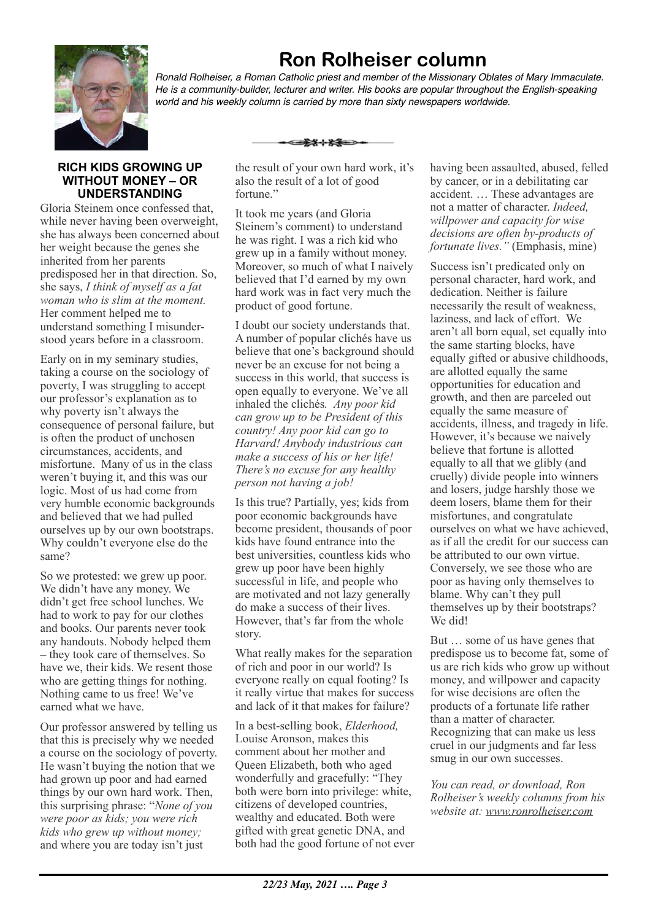# Ron Rolheiser column

*Ronald Rolheiser, a Roman Catholic priest and member of the Missionary Oblates of Mary Immaculate. He is a community-builder, lecturer and writer. His books are popular throughout the English-speaking world and his weekly column is carried by more than sixty newspapers worldwide.*

## RICH KIDS GROWING UP WITHOUT MONEY – OR UNDERSTANDING

Gloria Steinem once confessed that, while never having been overweight, she has always been concerned about her weight because the genes she inherited from her parents predisposed her in that direction. So, she says, *I think of myself as a fat woman who is slim at the moment.* Her comment helped me to understand something I misunderstood years before in a classroom.

Early on in my seminary studies, taking a course on the sociology of poverty, I was struggling to accept our professor's explanation as to why poverty isn't always the consequence of personal failure, but is often the product of unchosen circumstances, accidents, and misfortune. Many of us in the class weren't buying it, and this was our logic. Most of us had come from very humble economic backgrounds and believed that we had pulled ourselves up by our own bootstraps. Why couldn't everyone else do the same?

So we protested: we grew up poor. We didn't have any money. We didn't get free school lunches. We had to work to pay for our clothes and books. Our parents never took any handouts. Nobody helped them – they took care of themselves. So have we, their kids. We resent those who are getting things for nothing. Nothing came to us free! We've earned what we have.

Our professor answered by telling us that this is precisely why we needed a course on the sociology of poverty. He wasn't buying the notion that we had grown up poor and had earned things by our own hard work. Then, this surprising phrase: "*None of you were poor as kids; you were rich kids who grew up without money;* and where you are today isn't just the result of your own hard work, it's also the result of a lot of good fortune."

It took me years (and Gloria Steinem's comment) to understand he was right. I was a rich kid who grew up in a family without money. Moreover, so much of what I naively believed that I'd earned by my own hard work was in fact very much the product of good fortune.

I doubt our society understands that. A number of popular clichés have us believe that one's background should never be an excuse for not being a success in this world, that success is open equally to everyone. We've all inhaled the clichés*. Any poor kid can grow up to be President of this country! Any poor kid can go to Harvard! Anybody industrious can make a success of his or her life! There's no excuse for any healthy person not having a job!*

Is this true? Partially, yes; kids from poor economic backgrounds have become president, thousands of poor kids have found entrance into the best universities, countless kids who grew up poor have been highly successful in life, and people who are motivated and not lazy generally do make a success of their lives. However, that's far from the whole story.

What really makes for the separation of rich and poor in our world? Is everyone really on equal footing? Is it really virtue that makes for success and lack of it that makes for failure?

In a best-selling book, *Elderhood,* Louise Aronson, makes this comment about her mother and Queen Elizabeth, both who aged wonderfully and gracefully: "They both were born into privilege: white, citizens of developed countries, wealthy and educated. Both were gifted with great genetic DNA, and both had the good fortune of not ever having been assaulted, abused, felled by cancer, or in a debilitating car accident. … These advantages are not a matter of character. *Indeed, willpower and capacity for wise decisions are often by-products of fortunate lives."* (Emphasis, mine)

Success isn't predicated only on personal character, hard work, and dedication. Neither is failure necessarily the result of weakness, laziness, and lack of effort. We aren't all born equal, set equally into the same starting blocks, have equally gifted or abusive childhoods, are allotted equally the same opportunities for education and growth, and then are parceled out equally the same measure of accidents, illness, and tragedy in life. However, it's because we naively believe that fortune is allotted equally to all that we glibly (and cruelly) divide people into winners and losers, judge harshly those we deem losers, blame them for their misfortunes, and congratulate ourselves on what we have achieved, as if all the credit for our success can be attributed to our own virtue. Conversely, we see those who are poor as having only themselves to blame. Why can't they pull themselves up by their bootstraps? We did!

But … some of us have genes that predispose us to become fat, some of us are rich kids who grow up without money, and willpower and capacity for wise decisions are often the products of a fortunate life rather than a matter of character. Recognizing that can make us less cruel in our judgments and far less smug in our own successes.

*You can read, or download, Ron Rolheiser's weekly columns from his website at: www.ronrolheiser.com*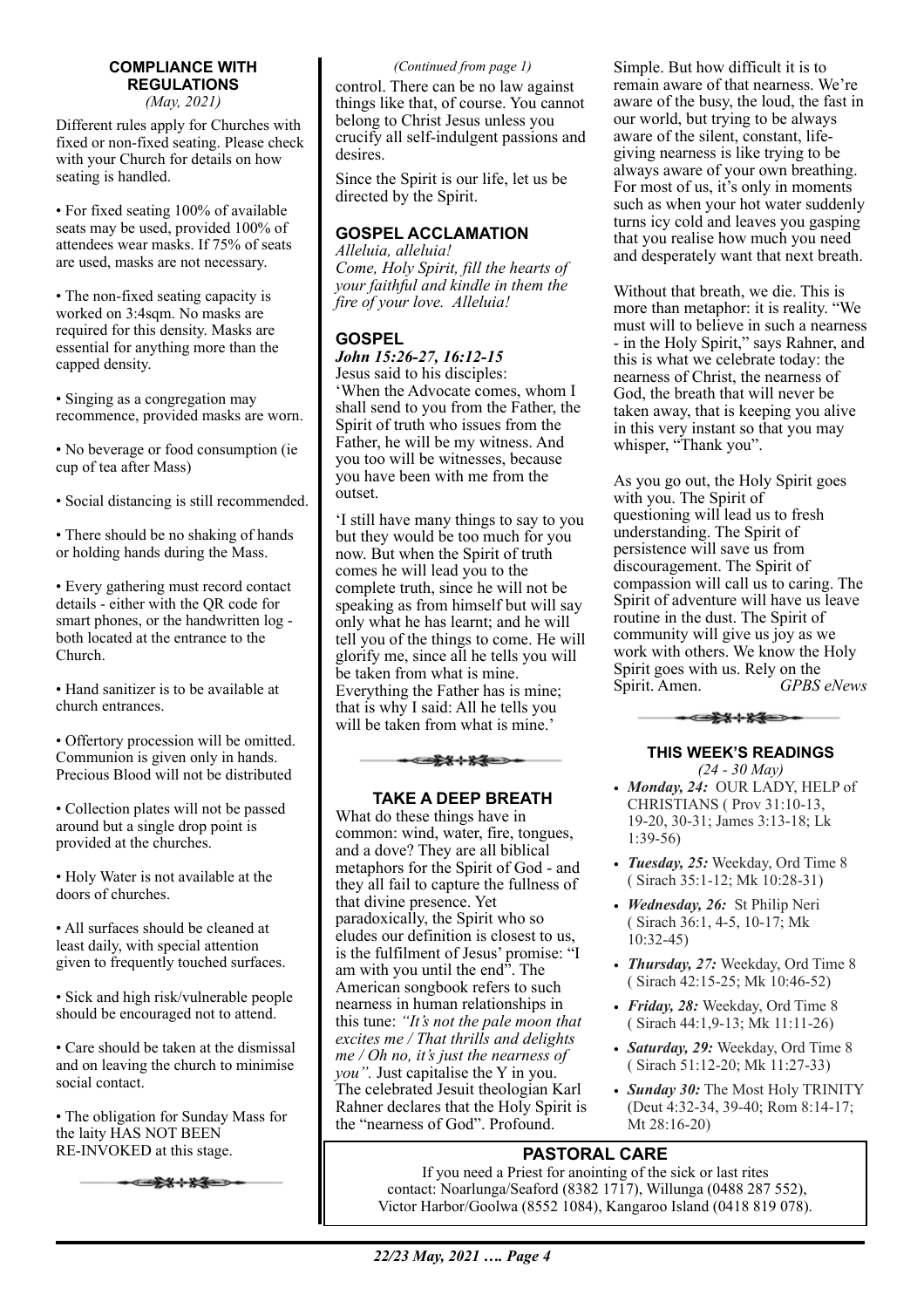## COMPLIANCE WITH REGULATIONS

*(May, 2021)*

Different rules apply for Churches with fixed or non-fixed seating. Please check with your Church for details on how seating is handled.

• For fixed seating 100% of available seats may be used, provided 100% of attendees wear masks. If 75% of seats are used, masks are not necessary.

• The non-fixed seating capacity is worked on 3:4sqm. No masks are required for this density. Masks are essential for anything more than the capped density.

• Singing as a congregation may recommence, provided masks are worn.

• No beverage or food consumption (ie cup of tea after Mass)

• Social distancing is still recommended.

• There should be no shaking of hands or holding hands during the Mass.

• Every gathering must record contact details - either with the QR code for smart phones, or the handwritten log - both located at the entrance to the Church.

• Hand sanitizer is to be available at church entrances.

• Offertory procession will be omitted. Communion is given only in hands. Precious Blood will not be distributed

• Collection plates will not be passed around but a single drop point is provided at the churches.

• Holy Water is not available at the doors of churches.

• All surfaces should be cleaned at least daily, with special attention given to frequently touched surfaces.

• Sick and high risk/vulnerable people should be encouraged not to attend.

• Care should be taken at the dismissal and on leaving the church to minimise social contact.

• The obligation for Sunday Mass for the laity HAS NOT BEEN RE-INVOKED at this stage.

*(Continued from page 1)*

control. There can be no law against things like that, of course. You cannot belong to Christ Jesus unless you crucify all self-indulgent passions and desires.

Since the Spirit is our life, let us be directed by the Spirit.

## GOSPEL ACCLAMATION

*Alleluia, alleluia!*
*Come, Holy Spirit, fill the hearts of your faithful and kindle in them the fire of your love. Alleluia!*

## GOSPEL

***John 15:26-27, 16:12-15***

Jesus said to his disciples:
'When the Advocate comes, whom I shall send to you from the Father, the Spirit of truth who issues from the Father, he will be my witness. And you too will be witnesses, because you have been with me from the outset.

'I still have many things to say to you but they would be too much for you now. But when the Spirit of truth comes he will lead you to the complete truth, since he will not be speaking as from himself but will say only what he has learnt; and he will tell you of the things to come. He will glorify me, since all he tells you will be taken from what is mine. Everything the Father has is mine; that is why I said: All he tells you will be taken from what is mine.'

## TAKE A DEEP BREATH

What do these things have in common: wind, water, fire, tongues, and a dove? They are all biblical metaphors for the Spirit of God - and they all fail to capture the fullness of that divine presence. Yet paradoxically, the Spirit who so eludes our definition is closest to us, is the fulfilment of Jesus' promise: "I am with you until the end". The American songbook refers to such nearness in human relationships in this tune: *"It's not the pale moon that excites me / That thrills and delights me / Oh no, it's just the nearness of you".* Just capitalise the Y in you. The celebrated Jesuit theologian Karl Rahner declares that the Holy Spirit is the "nearness of God". Profound. Simple. But how difficult it is to remain aware of that nearness. We're aware of the busy, the loud, the fast in our world, but trying to be always aware of the silent, constant, life-giving nearness is like trying to be always aware of your own breathing. For most of us, it's only in moments such as when your hot water suddenly turns icy cold and leaves you gasping that you realise how much you need and desperately want that next breath.

Without that breath, we die. This is more than metaphor: it is reality. "We must will to believe in such a nearness - in the Holy Spirit," says Rahner, and this is what we celebrate today: the nearness of Christ, the nearness of God, the breath that will never be taken away, that is keeping you alive in this very instant so that you may whisper, "Thank you".

As you go out, the Holy Spirit goes with you. The Spirit of questioning will lead us to fresh understanding. The Spirit of persistence will save us from discouragement. The Spirit of compassion will call us to caring. The Spirit of adventure will have us leave routine in the dust. The Spirit of community will give us joy as we work with others. We know the Holy Spirit goes with us. Rely on the Spirit. Amen. *GPBS eNews*

## THIS WEEK'S READINGS

*(24 - 30 May)*

- ***Monday, 24:*** OUR LADY, HELP of CHRISTIANS ( Prov 31:10-13, 19-20, 30-31; James 3:13-18; Lk 1:39-56)
- ***Tuesday, 25:*** Weekday, Ord Time 8 ( Sirach 35:1-12; Mk 10:28-31)
- ***Wednesday, 26:*** St Philip Neri ( Sirach 36:1, 4-5, 10-17; Mk 10:32-45)
- ***Thursday, 27:*** Weekday, Ord Time 8 ( Sirach 42:15-25; Mk 10:46-52)
- ***Friday, 28:*** Weekday, Ord Time 8 ( Sirach 44:1,9-13; Mk 11:11-26)
- ***Saturday, 29:*** Weekday, Ord Time 8 ( Sirach 51:12-20; Mk 11:27-33)
- ***Sunday 30:*** The Most Holy TRINITY (Deut 4:32-34, 39-40; Rom 8:14-17; Mt 28:16-20)

## PASTORAL CARE

If you need a Priest for anointing of the sick or last rites contact: Noarlunga/Seaford (8382 1717), Willunga (0488 287 552), Victor Harbor/Goolwa (8552 1084), Kangaroo Island (0418 819 078).